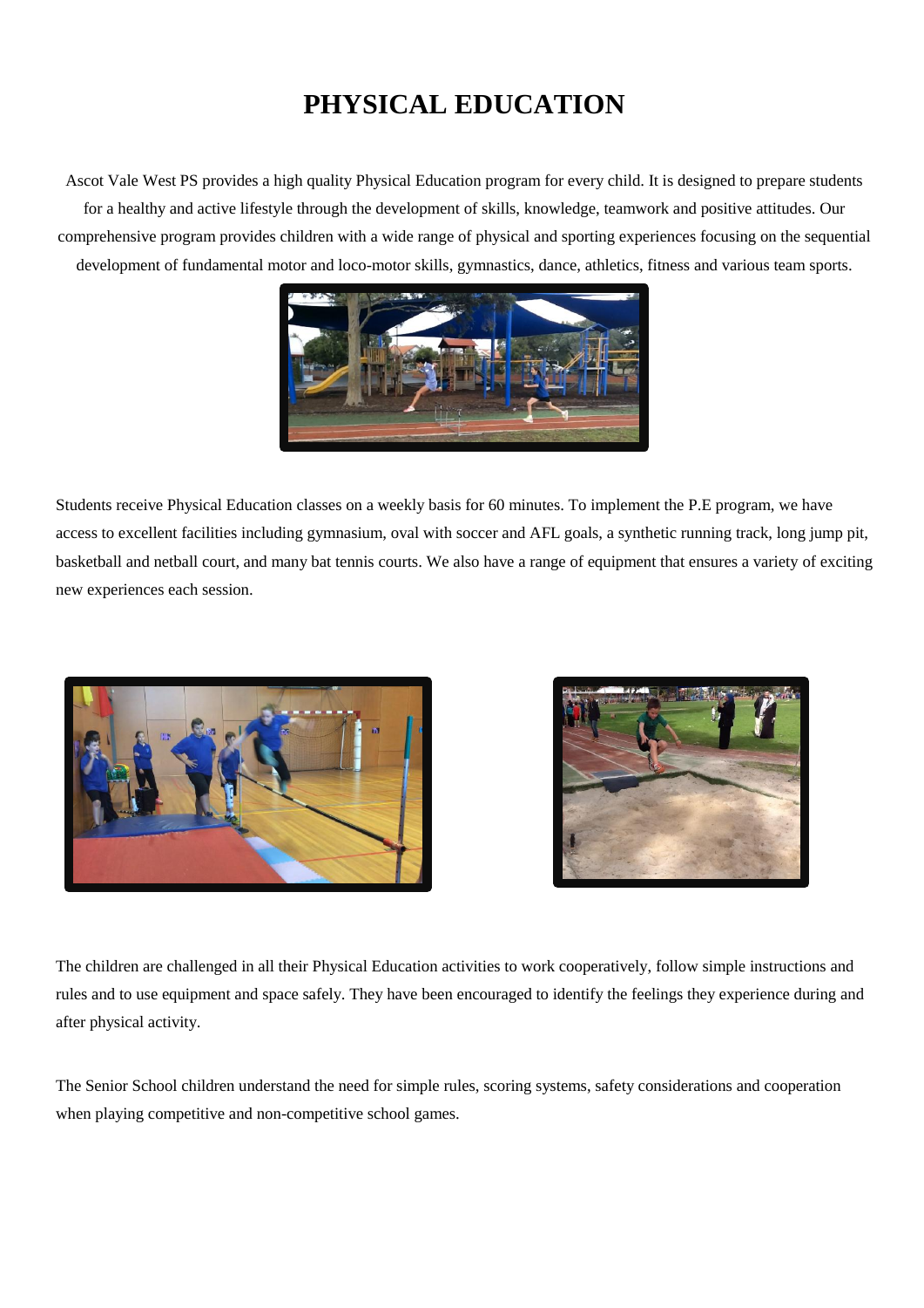# PHYSICAL EDUCATION

Ascot Vale West PS provides a high quality Physical Education program for every child. It is designed to prepare students for a healthy and active lifestyle through the development of skills, knowledge, teamwork and positive attitudes. Our comprehensive program provides children with a wide range of physical and sporting experiences focusing on the sequential development of fundamental motor and loco-motor skills, gymnastics, dance, athletics, fitness and various team sports.

Students receive Physical Education classes on a weekly basis for 60 minutes. To implement the P.E program, we have access to excellent facilities including gymnasium, oval with soccer and AFL goals, a synthetic running track, long jump pit, basketball and netball court, and many bat tennis courts. We also have a range of equipment that ensures a variety of exciting new experiences each session.

The children are challenged in all their Physical Education activities to work cooperatively, follow simple instructions and rules and to use equipment and space safely. They have been encouraged to identify the feelings they experience during and after physical activity.

The Senior School children understand the need for simple rules, scoring systems, safety considerations and cooperation when playing competitive and non-competitive school games.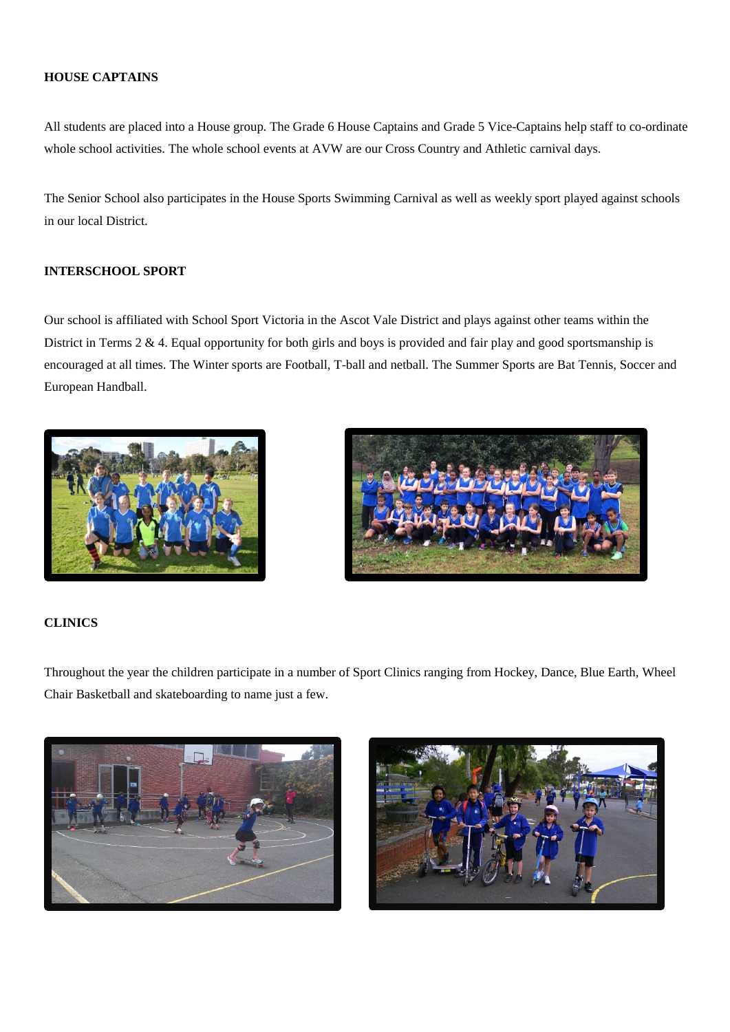## HOUSE CAPTAINS

All students are placed into a House group. The Grade 6 House Captains and Grade 5 Vice-Captains help staff to co-ordinate whole school activities. The whole school events at AVW are our Cross Country and Athletic carnival days.

The Senior School also participates in the House Sports Swimming Carnival as well as weekly sport played against schools in our local District.

## INTERSCHOOL SPORT

Our school is affiliated with School Sport Victoria in the Ascot Vale District and plays against other teams within the District in Terms 2 & 4. Equal opportunity for both girls and boys is provided and fair play and good sportsmanship is encouraged at all times. The Winter sports are Football, T-ball and netball. The Summer Sports are Bat Tennis, Soccer and European Handball.

## CLINICS

Throughout the year the children participate in a number of Sport Clinics ranging from Hockey, Dance, Blue Earth, Wheel Chair Basketball and skateboarding to name just a few.